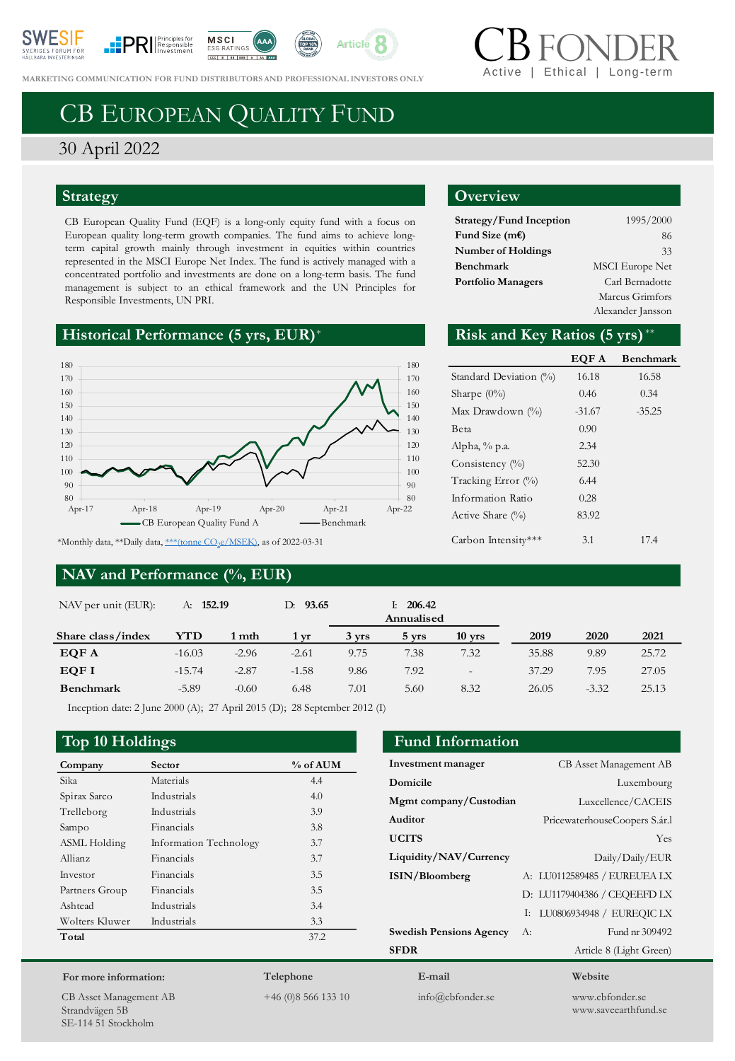MARKETING COMMUNICATION FOR FUND DISTRIBUTORS AND PROFESSIONAL INVESTORS ONLY

CB FONDER
Active | Ethical | Long-term

# CB European Quality Fund

30 April 2022

## Strategy

CB European Quality Fund (EQF) is a long-only equity fund with a focus on European quality long-term growth companies. The fund aims to achieve long-term capital growth mainly through investment in equities within countries represented in the MSCI Europe Net Index. The fund is actively managed with a concentrated portfolio and investments are done on a long-term basis. The fund management is subject to an ethical framework and the UN Principles for Responsible Investments, UN PRI.

## Overview

| | |
|---|---|
| **Strategy/Fund Inception** | 1995/2000 |
| **Fund Size (m€)** | 86 |
| **Number of Holdings** | 33 |
| **Benchmark** | MSCI Europe Net |
| **Portfolio Managers** | Carl Bernadotte<br>Marcus Grimfors<br>Alexander Jansson |

## Historical Performance (5 yrs, EUR)*

Legend: CB European Quality Fund A; Benchmark

*Monthly data, **Daily data, ***(tonne $CO_2e$/MSEK), as of 2022-03-31

## Risk and Key Ratios (5 yrs)**

| | EQF A | Benchmark |
|---|---|---|
| Standard Deviation (%) | 16.18 | 16.58 |
| Sharpe (0%) | 0.46 | 0.34 |
| Max Drawdown (%) | -31.67 | -35.25 |
| Beta | 0.90 | |
| Alpha, % p.a. | 2.34 | |
| Consistency (%) | 52.30 | |
| Tracking Error (%) | 6.44 | |
| Information Ratio | 0.28 | |
| Active Share (%) | 83.92 | |
| Carbon Intensity*** | 3.1 | 17.4 |

## NAV and Performance (%, EUR)

NAV per unit (EUR): A: **152.19** D: **93.65** I: **206.42**

| Share class/index | YTD | 1 mth | 1 yr | 3 yrs (Annualised) | 5 yrs (Annualised) | 10 yrs (Annualised) | 2019 | 2020 | 2021 |
|---|---|---|---|---|---|---|---|---|---|
| **EQF A** | -16.03 | -2.96 | -2.61 | 9.75 | 7.38 | 7.32 | 35.88 | 9.89 | 25.72 |
| **EQF I** | -15.74 | -2.87 | -1.58 | 9.86 | 7.92 | - | 37.29 | 7.95 | 27.05 |
| **Benchmark** | -5.89 | -0.60 | 6.48 | 7.01 | 5.60 | 8.32 | 26.05 | -3.32 | 25.13 |

Inception date: 2 June 2000 (A); 27 April 2015 (D); 28 September 2012 (I)

## Top 10 Holdings

| Company | Sector | % of AUM |
|---|---|---|
| Sika | Materials | 4.4 |
| Spirax Sarco | Industrials | 4.0 |
| Trelleborg | Industrials | 3.9 |
| Sampo | Financials | 3.8 |
| ASML Holding | Information Technology | 3.7 |
| Allianz | Financials | 3.7 |
| Investor | Financials | 3.5 |
| Partners Group | Financials | 3.5 |
| Ashtead | Industrials | 3.4 |
| Wolters Kluwer | Industrials | 3.3 |
| **Total** | | 37.2 |

## Fund Information

| | |
|---|---|
| **Investment manager** | CB Asset Management AB |
| **Domicile** | Luxembourg |
| **Mgmt company/Custodian** | Luxcellence/CACEIS |
| **Auditor** | PricewaterhouseCoopers S.ár.l |
| **UCITS** | Yes |
| **Liquidity/NAV/Currency** | Daily/Daily/EUR |
| **ISIN/Bloomberg** | A: LU0112589485 / EUREUEA LX |
| | D: LU1179404386 / CEQEEFD LX |
| | I: LU0806934948 / EUREQIC LX |
| **Swedish Pensions Agency** | A: Fund nr 309492 |
| **SFDR** | Article 8 (Light Green) |

**For more information:**
CB Asset Management AB
Strandvägen 5B
SE-114 51 Stockholm

**Telephone**
+46 (0)8 566 133 10

**E-mail**
info@cbfonder.se

**Website**
www.cbfonder.se
www.saveearthfund.se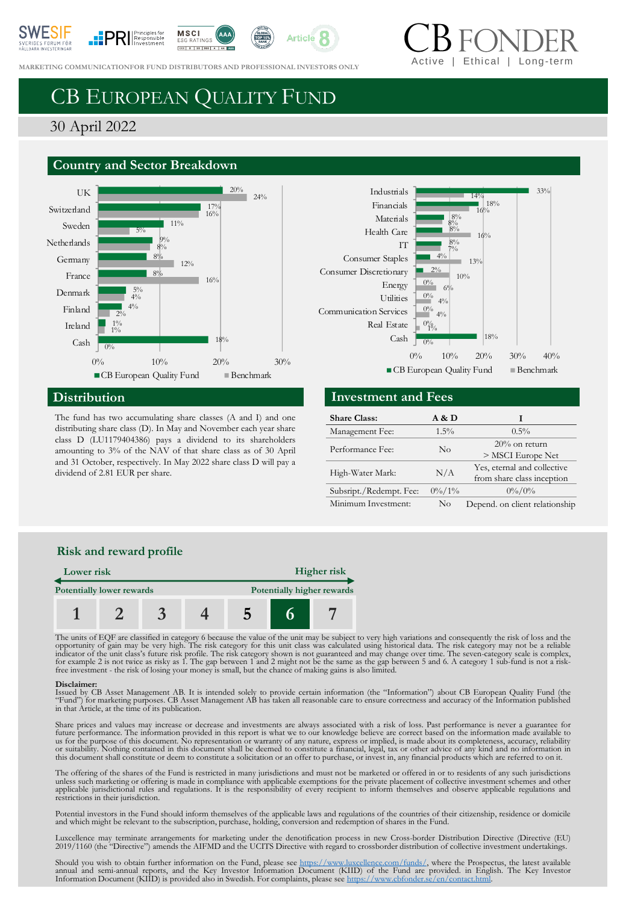MARKETING COMMUNICATIONFOR FUND DISTRIBUTORS AND PROFESSIONAL INVESTORS ONLY

# CB European Quality Fund

## 30 April 2022

## Country and Sector Breakdown

UK 20% 24%
Switzerland 17% 16%
Sweden 11% 5%
Netherlands 9% 8%
Germany 8% 12%
France 8% 16%
Denmark 5% 4%
Finland 4% 2%
Ireland 1% 1%
Cash 18% 0%

0% 10% 20% 30%

CB European Quality Fund   Benchmark

Industrials 33% 14%
Financials 18% 16%
Materials 8% 8%
Health Care 8% 16%
IT 8% 7%
Consumer Staples 4% 13%
Consumer Discretionary 2% 10%
Energy 0% 6%
Utilities 0% 4%
Communication Services 0% 4%
Real Estate 0% 1%
Cash 18% 0%

0% 10% 20% 30% 40%

CB European Quality Fund   Benchmark

## Distribution

The fund has two accumulating share classes (A and I) and one distributing share class (D). In May and November each year share class D (LU1179404386) pays a dividend to its shareholders amounting to 3% of the NAV of that share class as of 30 April and 31 October, respectively. In May 2022 share class D will pay a dividend of 2.81 EUR per share.

## Investment and Fees

| Share Class: | A & D | I |
|---|---|---|
| Management Fee: | 1.5% | 0.5% |
| Performance Fee: | No | 20% on return > MSCI Europe Net |
| High-Water Mark: | N/A | Yes, eternal and collective from share class inception |
| Subsript./Redempt. Fee: | 0%/1% | 0%/0% |
| Minimum Investment: | No | Depend. on client relationship |

## Risk and reward profile

Lower risk — Higher risk

Potentially lower rewards — Potentially higher rewards

1 2 3 4 5 **6** 7

The units of EQF are classified in category 6 because the value of the unit may be subject to very high variations and consequently the risk of loss and the opportunity of gain may be very high. The risk category for this unit class was calculated using historical data. The risk category may not be a reliable indicator of the unit class's future risk profile. The risk category shown is not guaranteed and may change over time. The seven-category scale is complex, for example 2 is not twice as risky as 1. The gap between 1 and 2 might not be the same as the gap between 5 and 6. A category 1 sub-fund is not a risk-free investment - the risk of losing your money is small, but the chance of making gains is also limited.

**Disclaimer:**
Issued by CB Asset Management AB. It is intended solely to provide certain information (the "Information") about CB European Quality Fund (the "Fund") for marketing purposes. CB Asset Management AB has taken all reasonable care to ensure correctness and accuracy of the Information published in that Article, at the time of its publication.

Share prices and values may increase or decrease and investments are always associated with a risk of loss. Past performance is never a guarantee for future performance. The information provided in this report is what we to our knowledge believe are correct based on the information made available to us for the purpose of this document. No representation or warranty of any nature, express or implied, is made about its completeness, accuracy, reliability or suitability. Nothing contained in this document shall be deemed to constitute a financial, legal, tax or other advice of any kind and no information in this document shall constitute or deem to constitute a solicitation or an offer to purchase, or invest in, any financial products which are referred to on it.

The offering of the shares of the Fund is restricted in many jurisdictions and must not be marketed or offered in or to residents of any such jurisdictions unless such marketing or offering is made in compliance with applicable exemptions for the private placement of collective investment schemes and other applicable jurisdictional rules and regulations. It is the responsibility of every recipient to inform themselves and observe applicable regulations and restrictions in their jurisdiction.

Potential investors in the Fund should inform themselves of the applicable laws and regulations of the countries of their citizenship, residence or domicile and which might be relevant to the subscription, purchase, holding, conversion and redemption of shares in the Fund.

Luxcellence may terminate arrangements for marketing under the denotification process in new Cross-border Distribution Directive (Directive (EU) 2019/1160 (the "Directive") amends the AIFMD and the UCITS Directive with regard to crossborder distribution of collective investment undertakings.

Should you wish to obtain further information on the Fund, please see https://www.luxcellence.com/funds/, where the Prospectus, the latest available annual and semi-annual reports, and the Key Investor Information Document (KIID) of the Fund are provided. in English. The Key Investor Information Document (KIID) is provided also in Swedish. For complaints, please see https://www.cbfonder.se/en/contact.html.